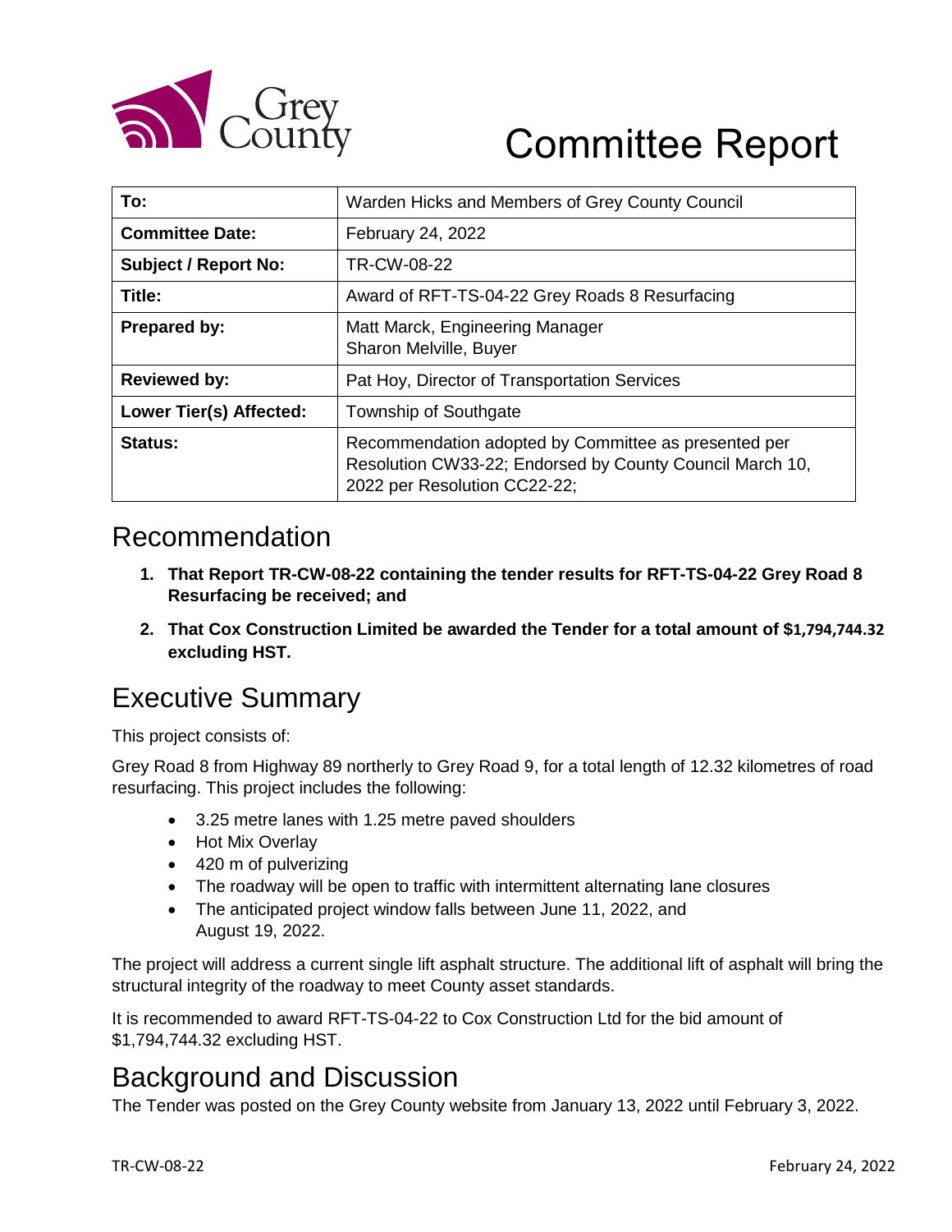# Committee Report

| To: | Warden Hicks and Members of Grey County Council |
|---|---|
| **Committee Date:** | February 24, 2022 |
| **Subject / Report No:** | TR-CW-08-22 |
| **Title:** | Award of RFT-TS-04-22 Grey Roads 8 Resurfacing |
| **Prepared by:** | Matt Marck, Engineering Manager<br>Sharon Melville, Buyer |
| **Reviewed by:** | Pat Hoy, Director of Transportation Services |
| **Lower Tier(s) Affected:** | Township of Southgate |
| **Status:** | Recommendation adopted by Committee as presented per Resolution CW33-22; Endorsed by County Council March 10, 2022 per Resolution CC22-22; |

## Recommendation

1. **That Report TR-CW-08-22 containing the tender results for RFT-TS-04-22 Grey Road 8 Resurfacing be received; and**
2. **That Cox Construction Limited be awarded the Tender for a total amount of $1,794,744.32 excluding HST.**

## Executive Summary

This project consists of:

Grey Road 8 from Highway 89 northerly to Grey Road 9, for a total length of 12.32 kilometres of road resurfacing. This project includes the following:

- 3.25 metre lanes with 1.25 metre paved shoulders
- Hot Mix Overlay
- 420 m of pulverizing
- The roadway will be open to traffic with intermittent alternating lane closures
- The anticipated project window falls between June 11, 2022, and August 19, 2022.

The project will address a current single lift asphalt structure. The additional lift of asphalt will bring the structural integrity of the roadway to meet County asset standards.

It is recommended to award RFT-TS-04-22 to Cox Construction Ltd for the bid amount of $1,794,744.32 excluding HST.

## Background and Discussion

The Tender was posted on the Grey County website from January 13, 2022 until February 3, 2022.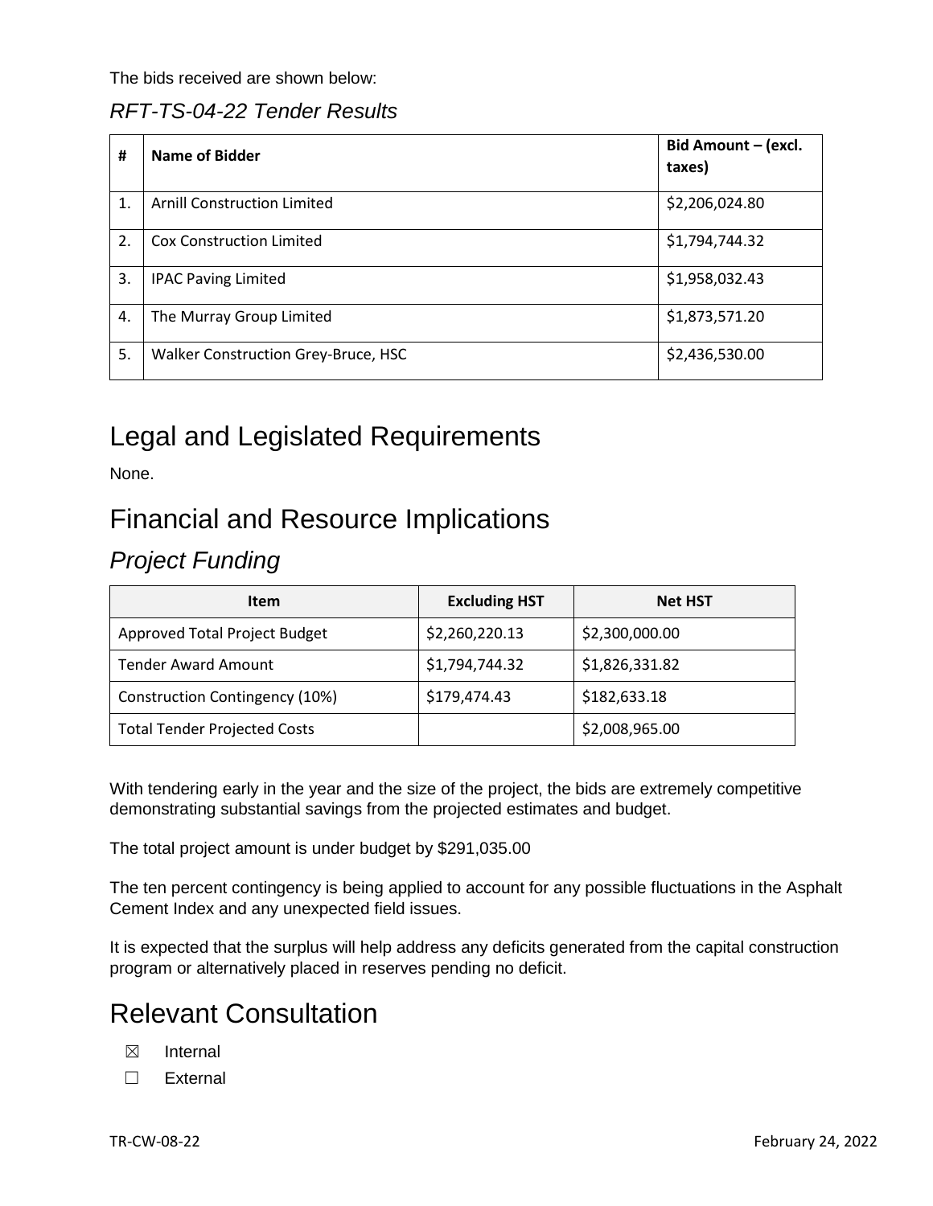The bids received are shown below:

*RFT-TS-04-22 Tender Results*

| # | Name of Bidder | Bid Amount – (excl. taxes) |
|---|---|---|
| 1. | Arnill Construction Limited | $2,206,024.80 |
| 2. | Cox Construction Limited | $1,794,744.32 |
| 3. | IPAC Paving Limited | $1,958,032.43 |
| 4. | The Murray Group Limited | $1,873,571.20 |
| 5. | Walker Construction Grey-Bruce, HSC | $2,436,530.00 |

# Legal and Legislated Requirements

None.

# Financial and Resource Implications

## *Project Funding*

| Item | Excluding HST | Net HST |
|---|---|---|
| Approved Total Project Budget | $2,260,220.13 | $2,300,000.00 |
| Tender Award Amount | $1,794,744.32 | $1,826,331.82 |
| Construction Contingency (10%) | $179,474.43 | $182,633.18 |
| Total Tender Projected Costs | | $2,008,965.00 |

With tendering early in the year and the size of the project, the bids are extremely competitive demonstrating substantial savings from the projected estimates and budget.

The total project amount is under budget by $291,035.00

The ten percent contingency is being applied to account for any possible fluctuations in the Asphalt Cement Index and any unexpected field issues.

It is expected that the surplus will help address any deficits generated from the capital construction program or alternatively placed in reserves pending no deficit.

# Relevant Consultation

- ☒ Internal
- ☐ External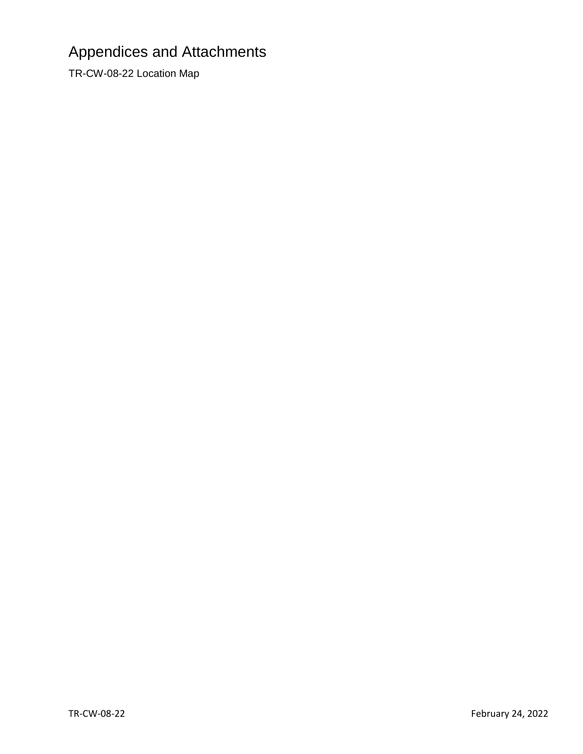# Appendices and Attachments

TR-CW-08-22 Location Map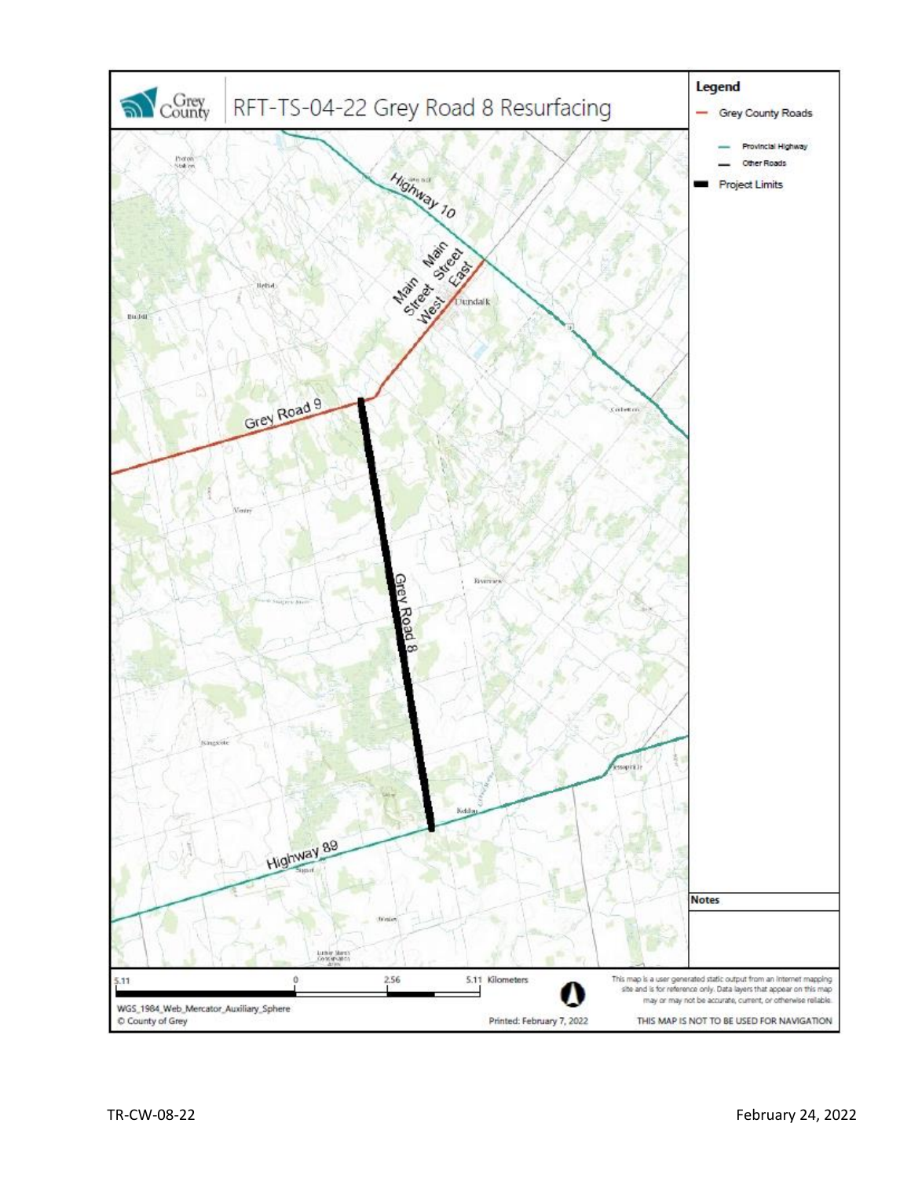# RFT-TS-04-22 Grey Road 8 Resurfacing

Grey County

**Legend**

- Grey County Roads
- Provincial Highway
- Other Roads
- Project Limits

Highway 10

Main Street West

Main Street East

Dundalk

Grey Road 9

Grey Road 8

Highway 89

**Notes**

5.11 0 2.56 5.11 Kilometers

WGS_1984_Web_Mercator_Auxiliary_Sphere

© County of Grey

Printed: February 7, 2022

This map is a user generated static output from an Internet mapping site and is for reference only. Data layers that appear on this map may or may not be accurate, current, or otherwise reliable.

THIS MAP IS NOT TO BE USED FOR NAVIGATION

TR-CW-08-22

February 24, 2022